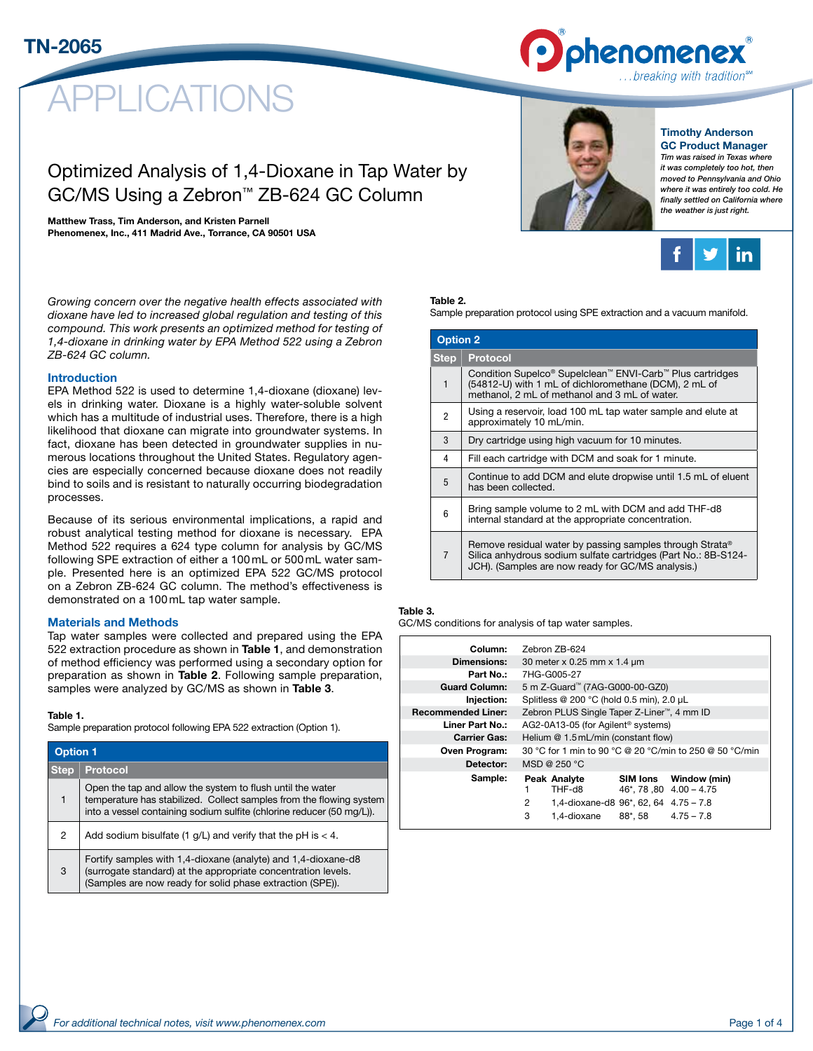TN-2065

# APPLICATIONS

## Optimized Analysis of 1,4-Dioxane in Tap Water by GC/MS Using a Zebron™ ZB-624 GC Column

**Matthew Trass, Tim Anderson, and Kristen Parnell**
**Phenomenex, Inc., 411 Madrid Ave., Torrance, CA 90501 USA**

**Timothy Anderson**
**GC Product Manager**
*Tim was raised in Texas where it was completely too hot, then moved to Pennsylvania and Ohio where it was entirely too cold. He finally settled on California where the weather is just right.*

*Growing concern over the negative health effects associated with dioxane have led to increased global regulation and testing of this compound. This work presents an optimized method for testing of 1,4-dioxane in drinking water by EPA Method 522 using a Zebron ZB-624 GC column.*

### Introduction

EPA Method 522 is used to determine 1,4-dioxane (dioxane) levels in drinking water. Dioxane is a highly water-soluble solvent which has a multitude of industrial uses. Therefore, there is a high likelihood that dioxane can migrate into groundwater systems. In fact, dioxane has been detected in groundwater supplies in numerous locations throughout the United States. Regulatory agencies are especially concerned because dioxane does not readily bind to soils and is resistant to naturally occurring biodegradation processes.

Because of its serious environmental implications, a rapid and robust analytical testing method for dioxane is necessary. EPA Method 522 requires a 624 type column for analysis by GC/MS following SPE extraction of either a 100 mL or 500 mL water sample. Presented here is an optimized EPA 522 GC/MS protocol on a Zebron ZB-624 GC column. The method's effectiveness is demonstrated on a 100 mL tap water sample.

### Materials and Methods

Tap water samples were collected and prepared using the EPA 522 extraction procedure as shown in **Table 1**, and demonstration of method efficiency was performed using a secondary option for preparation as shown in **Table 2**. Following sample preparation, samples were analyzed by GC/MS as shown in **Table 3**.

**Table 1.**
Sample preparation protocol following EPA 522 extraction (Option 1).

| Option 1 | |
|---|---|
| **Step** | **Protocol** |
| 1 | Open the tap and allow the system to flush until the water temperature has stabilized. Collect samples from the flowing system into a vessel containing sodium sulfite (chlorine reducer (50 mg/L)). |
| 2 | Add sodium bisulfate (1 g/L) and verify that the pH is < 4. |
| 3 | Fortify samples with 1,4-dioxane (analyte) and 1,4-dioxane-d8 (surrogate standard) at the appropriate concentration levels. (Samples are now ready for solid phase extraction (SPE)). |

**Table 2.**
Sample preparation protocol using SPE extraction and a vacuum manifold.

| Option 2 | |
|---|---|
| **Step** | **Protocol** |
| 1 | Condition Supelco® Supelclean™ ENVI-Carb™ Plus cartridges (54812-U) with 1 mL of dichloromethane (DCM), 2 mL of methanol, 2 mL of methanol and 3 mL of water. |
| 2 | Using a reservoir, load 100 mL tap water sample and elute at approximately 10 mL/min. |
| 3 | Dry cartridge using high vacuum for 10 minutes. |
| 4 | Fill each cartridge with DCM and soak for 1 minute. |
| 5 | Continue to add DCM and elute dropwise until 1.5 mL of eluent has been collected. |
| 6 | Bring sample volume to 2 mL with DCM and add THF-d8 internal standard at the appropriate concentration. |
| 7 | Remove residual water by passing samples through Strata® Silica anhydrous sodium sulfate cartridges (Part No.: 8B-S124-JCH). (Samples are now ready for GC/MS analysis.) |

**Table 3.**
GC/MS conditions for analysis of tap water samples.

| | |
|---|---|
| **Column:** | Zebron ZB-624 |
| **Dimensions:** | 30 meter x 0.25 mm x 1.4 µm |
| **Part No.:** | 7HG-G005-27 |
| **Guard Column:** | 5 m Z-Guard™ (7AG-G000-00-GZ0) |
| **Injection:** | Splitless @ 200 °C (hold 0.5 min), 2.0 µL |
| **Recommended Liner:** | Zebron PLUS Single Taper Z-Liner™, 4 mm ID |
| **Liner Part No.:** | AG2-0A13-05 (for Agilent® systems) |
| **Carrier Gas:** | Helium @ 1.5 mL/min (constant flow) |
| **Oven Program:** | 30 °C for 1 min to 90 °C @ 20 °C/min to 250 @ 50 °C/min |
| **Detector:** | MSD @ 250 °C |
| **Sample:** | see below |

| Peak | Analyte | SIM Ions | Window (min) |
|---|---|---|---|
| 1 | THF-d8 | 46*, 78 ,80 | 4.00 – 4.75 |
| 2 | 1,4-dioxane-d8 | 96*, 62, 64 | 4.75 – 7.8 |
| 3 | 1,4-dioxane | 88*, 58 | 4.75 – 7.8 |

For additional technical notes, visit www.phenomenex.com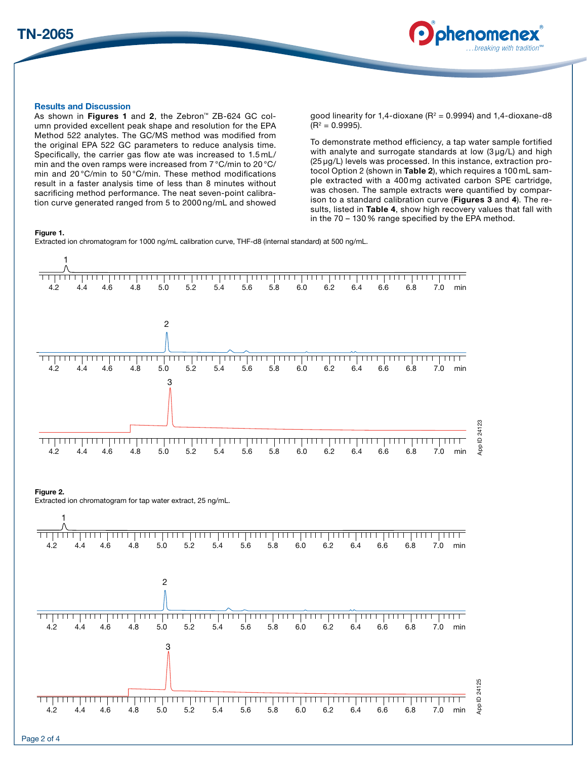## Results and Discussion

As shown in **Figures 1** and **2**, the Zebron™ ZB-624 GC column provided excellent peak shape and resolution for the EPA Method 522 analytes. The GC/MS method was modified from the original EPA 522 GC parameters to reduce analysis time. Specifically, the carrier gas flow ate was increased to 1.5 mL/min and the oven ramps were increased from 7 °C/min to 20 °C/min and 20 °C/min to 50 °C/min. These method modifications result in a faster analysis time of less than 8 minutes without sacrificing method performance. The neat seven-point calibration curve generated ranged from 5 to 2000 ng/mL and showed good linearity for 1,4-dioxane ($R^2$ = 0.9994) and 1,4-dioxane-d8 ($R^2$ = 0.9995).

To demonstrate method efficiency, a tap water sample fortified with analyte and surrogate standards at low (3 µg/L) and high (25 µg/L) levels was processed. In this instance, extraction protocol Option 2 (shown in **Table 2**), which requires a 100 mL sample extracted with a 400 mg activated carbon SPE cartridge, was chosen. The sample extracts were quantified by comparison to a standard calibration curve (**Figures 3** and **4**). The results, listed in **Table 4**, show high recovery values that fall with in the 70 – 130 % range specified by the EPA method.

**Figure 1.**
Extracted ion chromatogram for 1000 ng/mL calibration curve, THF-d8 (internal standard) at 500 ng/mL.

App ID 24123

**Figure 2.**
Extracted ion chromatogram for tap water extract, 25 ng/mL.

App ID 24125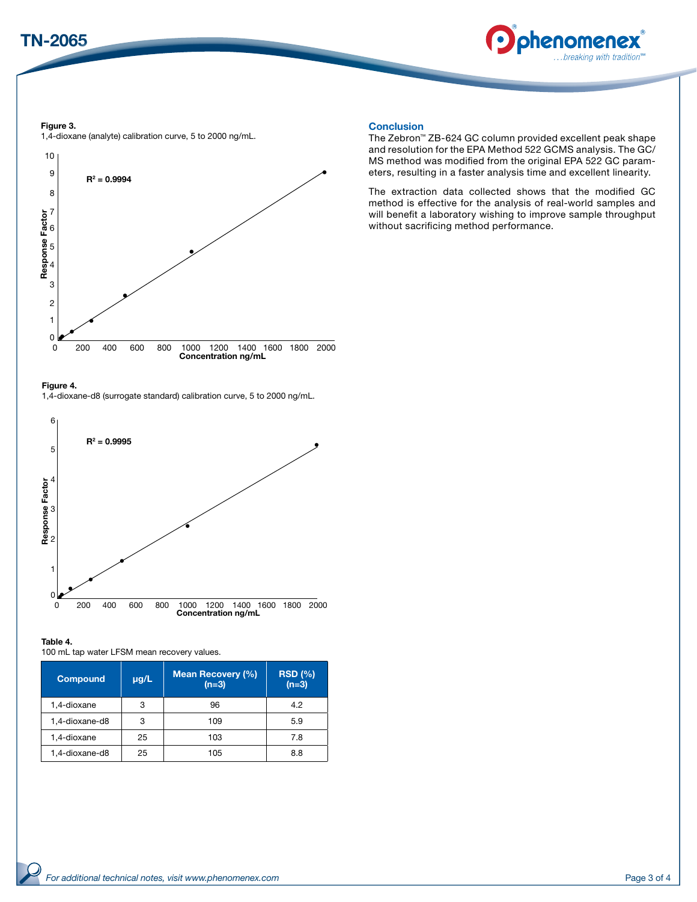**Figure 3.**
1,4-dioxane (analyte) calibration curve, 5 to 2000 ng/mL.

**Figure 4.**
1,4-dioxane-d8 (surrogate standard) calibration curve, 5 to 2000 ng/mL.

**Table 4.**
100 mL tap water LFSM mean recovery values.

| Compound | µg/L | Mean Recovery (%) (n=3) | RSD (%) (n=3) |
|---|---|---|---|
| 1,4-dioxane | 3 | 96 | 4.2 |
| 1,4-dioxane-d8 | 3 | 109 | 5.9 |
| 1,4-dioxane | 25 | 103 | 7.8 |
| 1,4-dioxane-d8 | 25 | 105 | 8.8 |

## Conclusion

The Zebron™ ZB-624 GC column provided excellent peak shape and resolution for the EPA Method 522 GCMS analysis. The GC/MS method was modified from the original EPA 522 GC parameters, resulting in a faster analysis time and excellent linearity.

The extraction data collected shows that the modified GC method is effective for the analysis of real-world samples and will benefit a laboratory wishing to improve sample throughput without sacrificing method performance.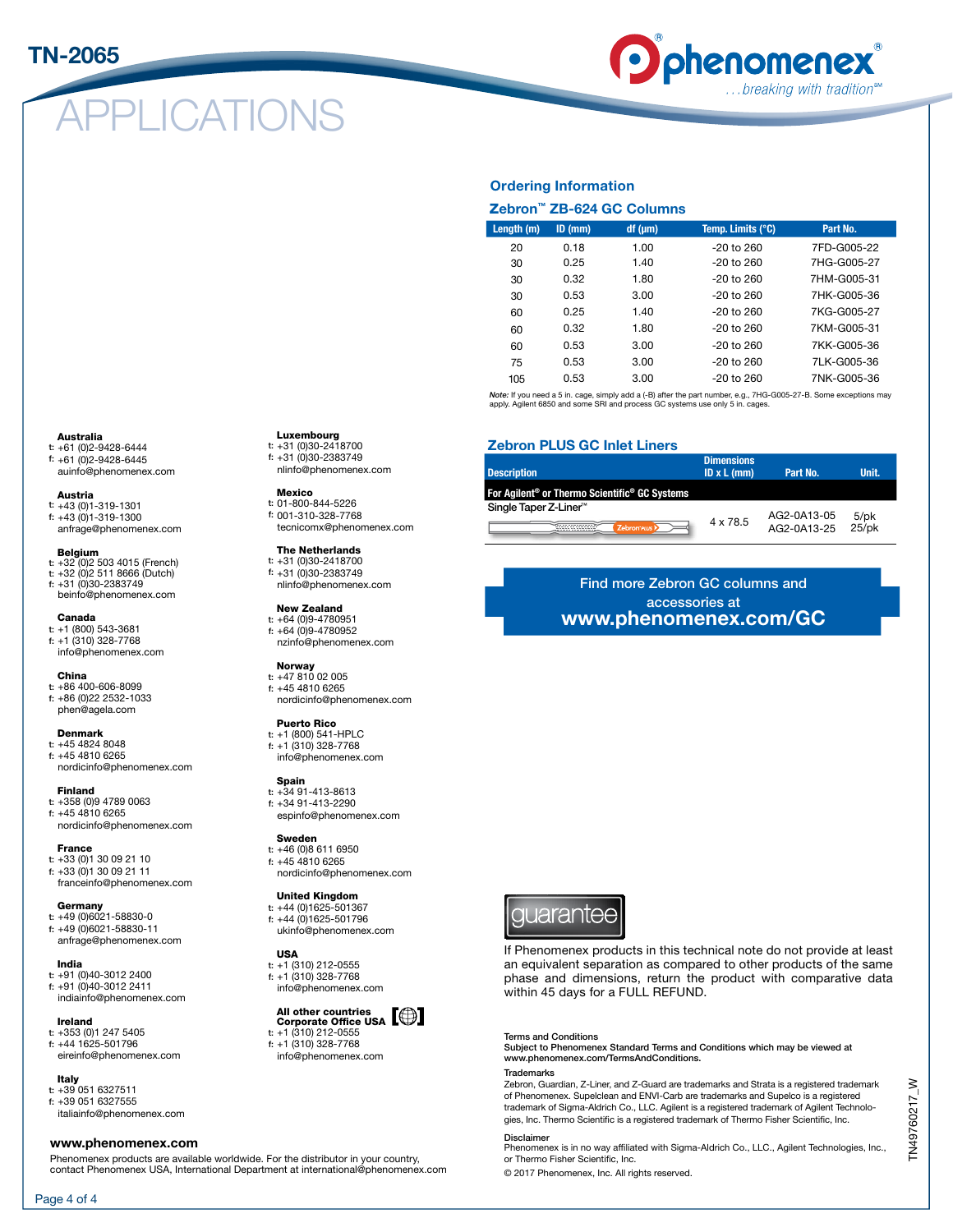## Ordering Information

### Zebron™ ZB-624 GC Columns

| Length (m) | ID (mm) | df (µm) | Temp. Limits (°C) | Part No. |
|---|---|---|---|---|
| 20 | 0.18 | 1.00 | -20 to 260 | 7FD-G005-22 |
| 30 | 0.25 | 1.40 | -20 to 260 | 7HG-G005-27 |
| 30 | 0.32 | 1.80 | -20 to 260 | 7HM-G005-31 |
| 30 | 0.53 | 3.00 | -20 to 260 | 7HK-G005-36 |
| 60 | 0.25 | 1.40 | -20 to 260 | 7KG-G005-27 |
| 60 | 0.32 | 1.80 | -20 to 260 | 7KM-G005-31 |
| 60 | 0.53 | 3.00 | -20 to 260 | 7KK-G005-36 |
| 75 | 0.53 | 3.00 | -20 to 260 | 7LK-G005-36 |
| 105 | 0.53 | 3.00 | -20 to 260 | 7NK-G005-36 |

*Note:* If you need a 5 in. cage, simply add a (-B) after the part number, e.g., 7HG-G005-27-B. Some exceptions may apply. Agilent 6850 and some SRI and process GC systems use only 5 in. cages.

### Zebron PLUS GC Inlet Liners

| Description | Dimensions ID x L (mm) | Part No. | Unit. |
|---|---|---|---|
| **For Agilent® or Thermo Scientific® GC Systems** | | | |
| Single Taper Z-Liner™ | 4 x 78.5 | AG2-0A13-05<br>AG2-0A13-25 | 5/pk<br>25/pk |

Find more Zebron GC columns and accessories at
**www.phenomenex.com/GC**

**Australia**
t: +61 (0)2-9428-6444
f: +61 (0)2-9428-6445
auinfo@phenomenex.com

**Austria**
t: +43 (0)1-319-1301
f: +43 (0)1-319-1300
anfrage@phenomenex.com

**Belgium**
t: +32 (0)2 503 4015 (French)
t: +32 (0)2 511 8666 (Dutch)
f: +31 (0)30-2383749
beinfo@phenomenex.com

**Canada**
t: +1 (800) 543-3681
f: +1 (310) 328-7768
info@phenomenex.com

**China**
t: +86 400-606-8099
f: +86 (0)22 2532-1033
phen@agela.com

**Denmark**
t: +45 4824 8048
f: +45 4810 6265
nordicinfo@phenomenex.com

**Finland**
t: +358 (0)9 4789 0063
f: +45 4810 6265
nordicinfo@phenomenex.com

**France**
t: +33 (0)1 30 09 21 10
f: +33 (0)1 30 09 21 11
franceinfo@phenomenex.com

**Germany**
t: +49 (0)6021-58830-0
f: +49 (0)6021-58830-11
anfrage@phenomenex.com

**India**
t: +91 (0)40-3012 2400
f: +91 (0)40-3012 2411
indiainfo@phenomenex.com

**Ireland**
t: +353 (0)1 247 5405
f: +44 1625-501796
eireinfo@phenomenex.com

**Italy**
t: +39 051 6327511
f: +39 051 6327555
italiainfo@phenomenex.com

**Luxembourg**
t: +31 (0)30-2418700
f: +31 (0)30-2383749
nlinfo@phenomenex.com

**Mexico**
t: 01-800-844-5226
f: 001-310-328-7768
tecnicomx@phenomenex.com

**The Netherlands**
t: +31 (0)30-2418700
f: +31 (0)30-2383749
nlinfo@phenomenex.com

**New Zealand**
t: +64 (0)9-4780951
f: +64 (0)9-4780952
nzinfo@phenomenex.com

**Norway**
t: +47 810 02 005
f: +45 4810 6265
nordicinfo@phenomenex.com

**Puerto Rico**
t: +1 (800) 541-HPLC
f: +1 (310) 328-7768
info@phenomenex.com

**Spain**
t: +34 91-413-8613
f: +34 91-413-2290
espinfo@phenomenex.com

**Sweden**
t: +46 (0)8 611 6950
f: +45 4810 6265
nordicinfo@phenomenex.com

**United Kingdom**
t: +44 (0)1625-501367
f: +44 (0)1625-501796
ukinfo@phenomenex.com

**USA**
t: +1 (310) 212-0555
f: +1 (310) 328-7768
info@phenomenex.com

**All other countries Corporate Office USA**
t: +1 (310) 212-0555
f: +1 (310) 328-7768
info@phenomenex.com

**www.phenomenex.com**

Phenomenex products are available worldwide. For the distributor in your country, contact Phenomenex USA, International Department at international@phenomenex.com

**guarantee**

If Phenomenex products in this technical note do not provide at least an equivalent separation as compared to other products of the same phase and dimensions, return the product with comparative data within 45 days for a FULL REFUND.

**Terms and Conditions**
Subject to Phenomenex Standard Terms and Conditions which may be viewed at **www.phenomenex.com/TermsAndConditions.**

**Trademarks**
Zebron, Guardian, Z-Liner, and Z-Guard are trademarks and Strata is a registered trademark of Phenomenex. Supelclean and ENVI-Carb are trademarks and Supelco is a registered trademark of Sigma-Aldrich Co., LLC. Agilent is a registered trademark of Agilent Technologies, Inc. Thermo Scientific is a registered trademark of Thermo Fisher Scientific, Inc.

**Disclaimer**
Phenomenex is in no way affiliated with Sigma-Aldrich Co., LLC., Agilent Technologies, Inc., or Thermo Fisher Scientific, Inc.

© 2017 Phenomenex, Inc. All rights reserved.

TN49760217_W